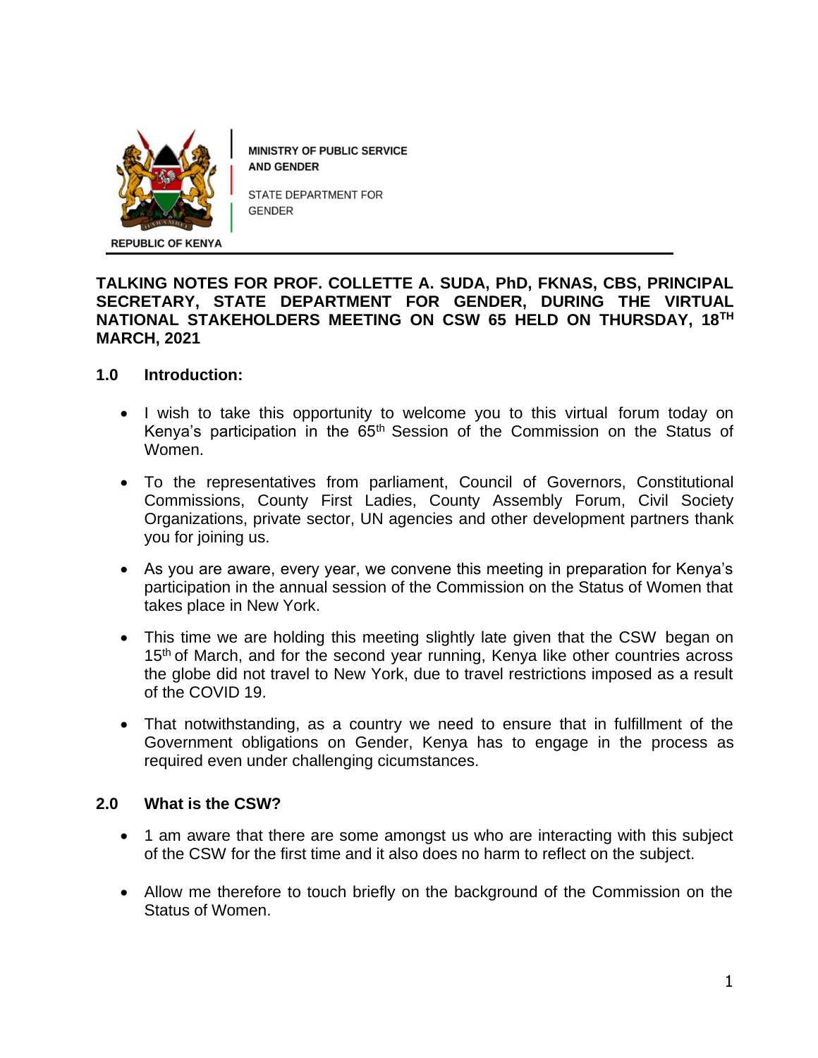MINISTRY OF PUBLIC SERVICE AND GENDER

STATE DEPARTMENT FOR GENDER

REPUBLIC OF KENYA

**TALKING NOTES FOR PROF. COLLETTE A. SUDA, PhD, FKNAS, CBS, PRINCIPAL SECRETARY, STATE DEPARTMENT FOR GENDER, DURING THE VIRTUAL NATIONAL STAKEHOLDERS MEETING ON CSW 65 HELD ON THURSDAY, 18TH MARCH, 2021**

## 1.0 Introduction:

- I wish to take this opportunity to welcome you to this virtual forum today on Kenya's participation in the 65th Session of the Commission on the Status of Women.
- To the representatives from parliament, Council of Governors, Constitutional Commissions, County First Ladies, County Assembly Forum, Civil Society Organizations, private sector, UN agencies and other development partners thank you for joining us.
- As you are aware, every year, we convene this meeting in preparation for Kenya's participation in the annual session of the Commission on the Status of Women that takes place in New York.
- This time we are holding this meeting slightly late given that the CSW began on 15th of March, and for the second year running, Kenya like other countries across the globe did not travel to New York, due to travel restrictions imposed as a result of the COVID 19.
- That notwithstanding, as a country we need to ensure that in fulfillment of the Government obligations on Gender, Kenya has to engage in the process as required even under challenging cicumstances.

## 2.0 What is the CSW?

- 1 am aware that there are some amongst us who are interacting with this subject of the CSW for the first time and it also does no harm to reflect on the subject.
- Allow me therefore to touch briefly on the background of the Commission on the Status of Women.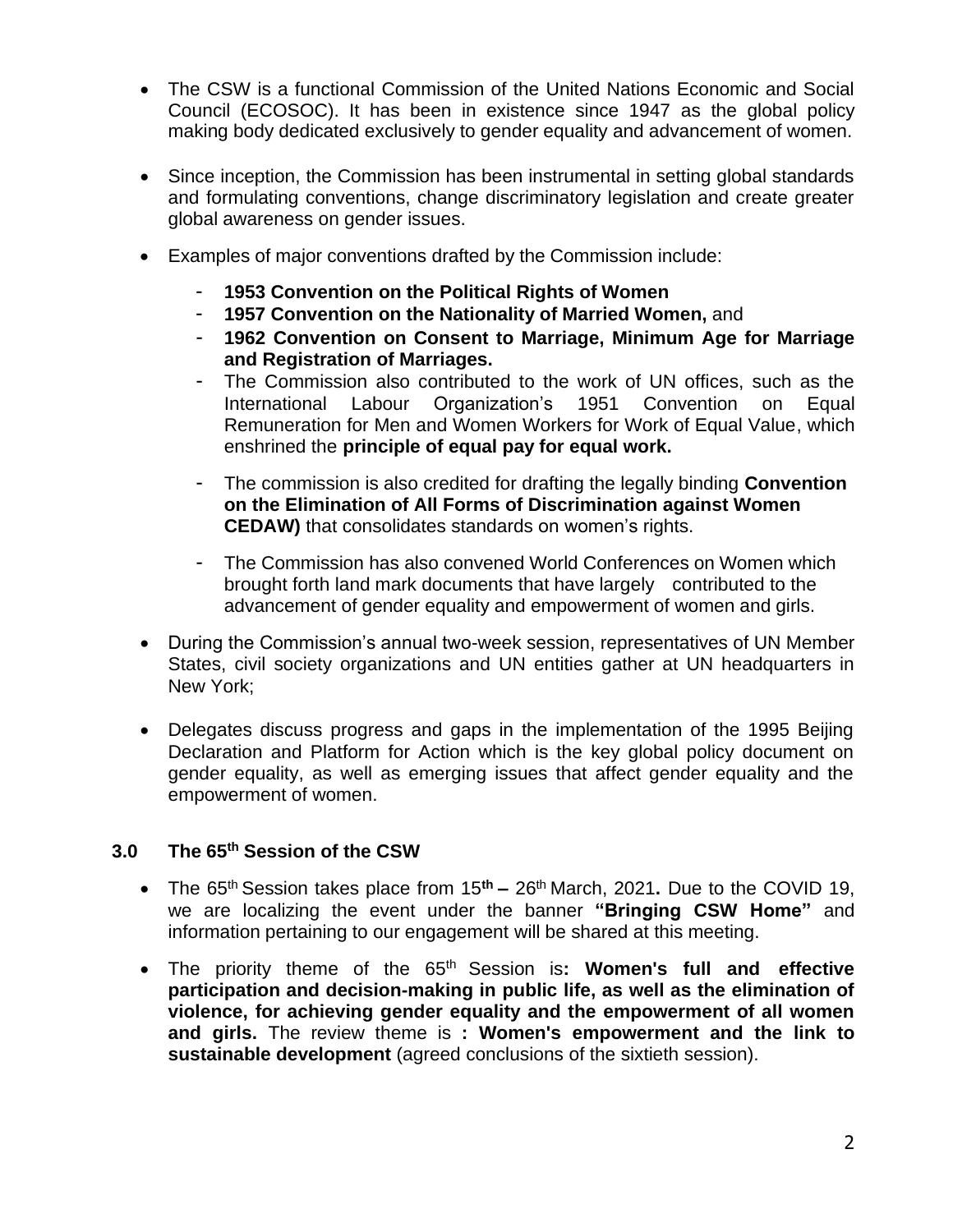- The CSW is a functional Commission of the United Nations Economic and Social Council (ECOSOC). It has been in existence since 1947 as the global policy making body dedicated exclusively to gender equality and advancement of women.

- Since inception, the Commission has been instrumental in setting global standards and formulating conventions, change discriminatory legislation and create greater global awareness on gender issues.

- Examples of major conventions drafted by the Commission include:
  - **1953 Convention on the Political Rights of Women**
  - **1957 Convention on the Nationality of Married Women,** and
  - **1962 Convention on Consent to Marriage, Minimum Age for Marriage and Registration of Marriages.**
  - The Commission also contributed to the work of UN offices, such as the International Labour Organization's 1951 Convention on Equal Remuneration for Men and Women Workers for Work of Equal Value, which enshrined the **principle of equal pay for equal work.**
  - The commission is also credited for drafting the legally binding **Convention on the Elimination of All Forms of Discrimination against Women CEDAW)** that consolidates standards on women's rights.
  - The Commission has also convened World Conferences on Women which brought forth land mark documents that have largely contributed to the advancement of gender equality and empowerment of women and girls.

- During the Commission's annual two-week session, representatives of UN Member States, civil society organizations and UN entities gather at UN headquarters in New York;

- Delegates discuss progress and gaps in the implementation of the 1995 Beijing Declaration and Platform for Action which is the key global policy document on gender equality, as well as emerging issues that affect gender equality and the empowerment of women.

## 3.0 The 65th Session of the CSW

- The 65th Session takes place from 15**th –** 26th March, 2021**.** Due to the COVID 19, we are localizing the event under the banner **"Bringing CSW Home"** and information pertaining to our engagement will be shared at this meeting.

- The priority theme of the 65th Session is**: Women's full and effective participation and decision-making in public life, as well as the elimination of violence, for achieving gender equality and the empowerment of all women and girls.** The review theme is **: Women's empowerment and the link to sustainable development** (agreed conclusions of the sixtieth session).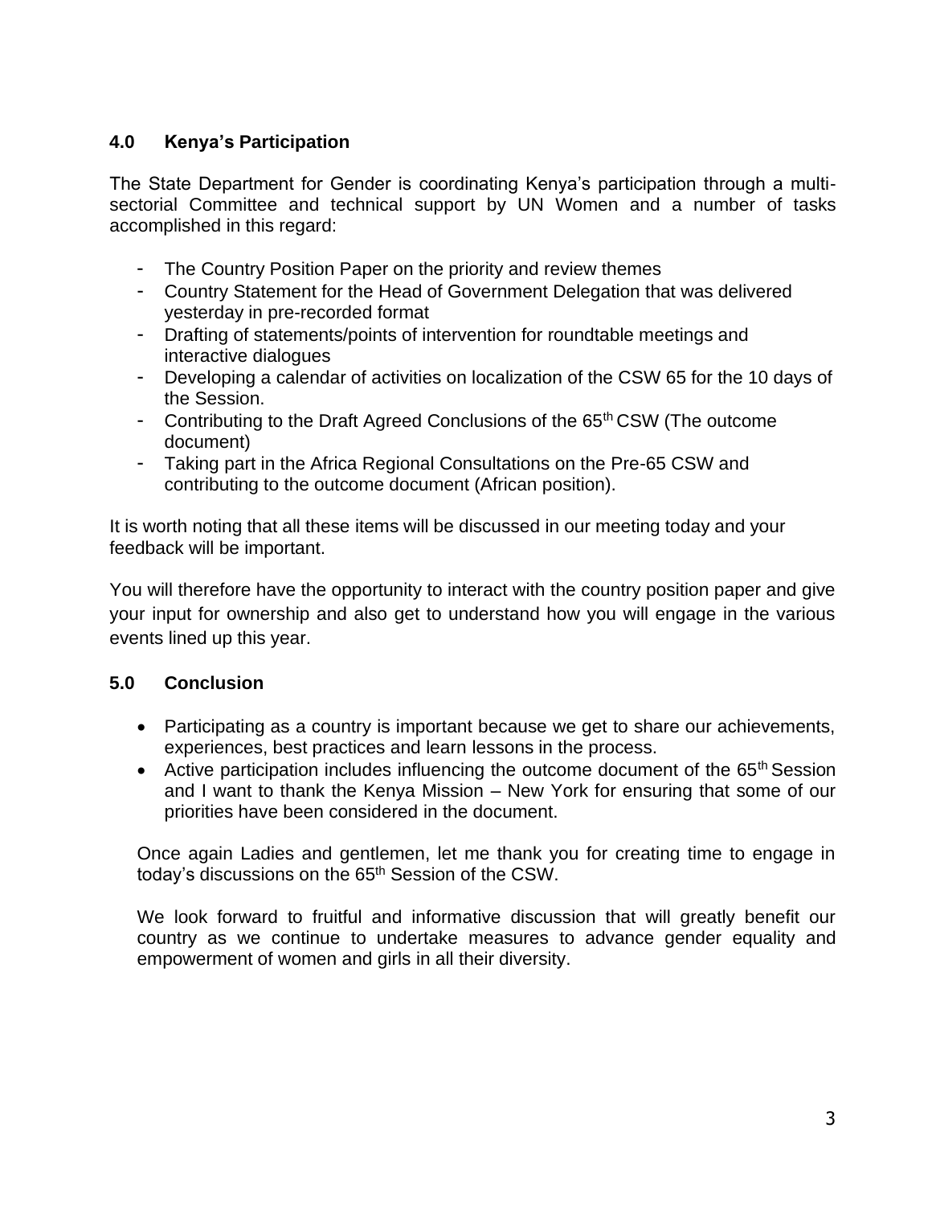## 4.0 Kenya's Participation

The State Department for Gender is coordinating Kenya's participation through a multi-sectorial Committee and technical support by UN Women and a number of tasks accomplished in this regard:

- The Country Position Paper on the priority and review themes
- Country Statement for the Head of Government Delegation that was delivered yesterday in pre-recorded format
- Drafting of statements/points of intervention for roundtable meetings and interactive dialogues
- Developing a calendar of activities on localization of the CSW 65 for the 10 days of the Session.
- Contributing to the Draft Agreed Conclusions of the 65th CSW (The outcome document)
- Taking part in the Africa Regional Consultations on the Pre-65 CSW and contributing to the outcome document (African position).

It is worth noting that all these items will be discussed in our meeting today and your feedback will be important.

You will therefore have the opportunity to interact with the country position paper and give your input for ownership and also get to understand how you will engage in the various events lined up this year.

## 5.0 Conclusion

- Participating as a country is important because we get to share our achievements, experiences, best practices and learn lessons in the process.
- Active participation includes influencing the outcome document of the 65th Session and I want to thank the Kenya Mission – New York for ensuring that some of our priorities have been considered in the document.

Once again Ladies and gentlemen, let me thank you for creating time to engage in today's discussions on the 65th Session of the CSW.

We look forward to fruitful and informative discussion that will greatly benefit our country as we continue to undertake measures to advance gender equality and empowerment of women and girls in all their diversity.